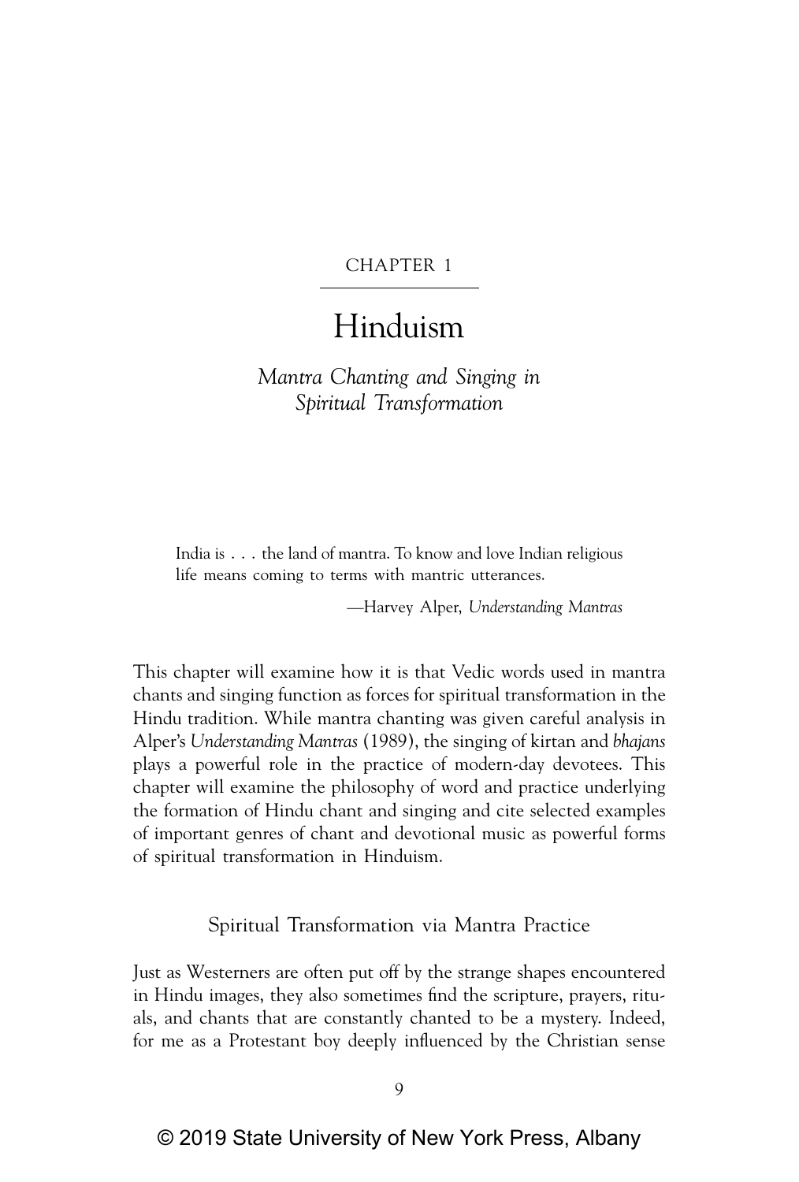CHAPTER 1

# Hinduism

## *Mantra Chanting and Singing in Spiritual Transformation*

> India is . . . the land of mantra. To know and love Indian religious life means coming to terms with mantric utterances.
>
> —Harvey Alper, *Understanding Mantras*

This chapter will examine how it is that Vedic words used in mantra chants and singing function as forces for spiritual transformation in the Hindu tradition. While mantra chanting was given careful analysis in Alper's *Understanding Mantras* (1989), the singing of kirtan and *bhajans* plays a powerful role in the practice of modern-day devotees. This chapter will examine the philosophy of word and practice underlying the formation of Hindu chant and singing and cite selected examples of important genres of chant and devotional music as powerful forms of spiritual transformation in Hinduism.

### Spiritual Transformation via Mantra Practice

Just as Westerners are often put off by the strange shapes encountered in Hindu images, they also sometimes find the scripture, prayers, rituals, and chants that are constantly chanted to be a mystery. Indeed, for me as a Protestant boy deeply influenced by the Christian sense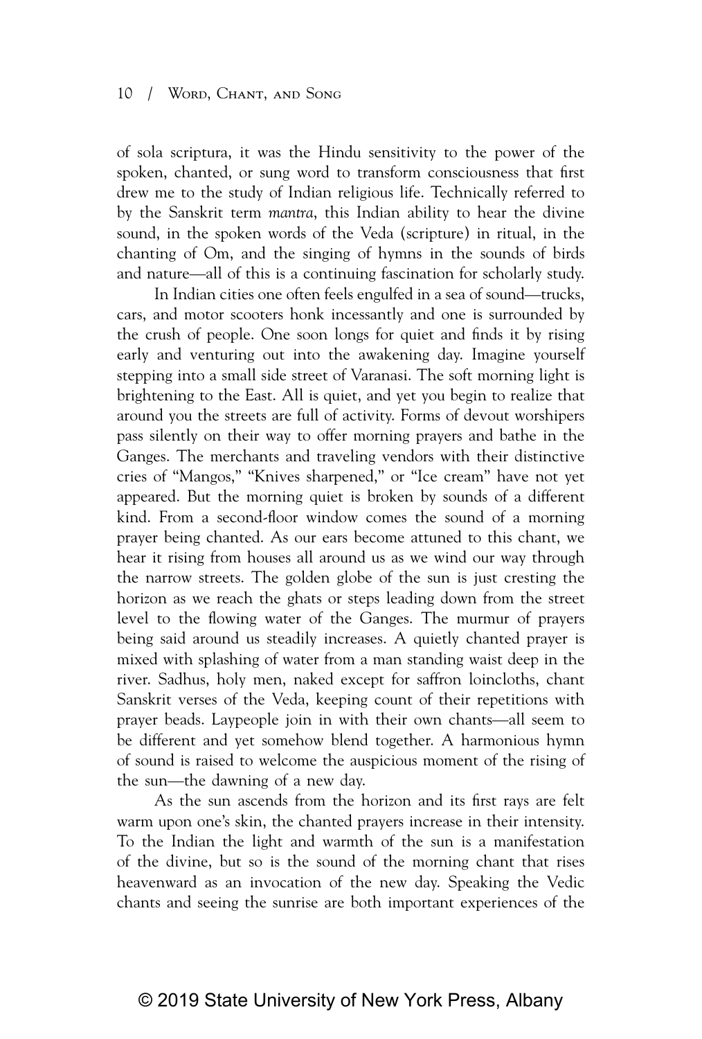of sola scriptura, it was the Hindu sensitivity to the power of the spoken, chanted, or sung word to transform consciousness that first drew me to the study of Indian religious life. Technically referred to by the Sanskrit term *mantra*, this Indian ability to hear the divine sound, in the spoken words of the Veda (scripture) in ritual, in the chanting of Om, and the singing of hymns in the sounds of birds and nature—all of this is a continuing fascination for scholarly study.

In Indian cities one often feels engulfed in a sea of sound—trucks, cars, and motor scooters honk incessantly and one is surrounded by the crush of people. One soon longs for quiet and finds it by rising early and venturing out into the awakening day. Imagine yourself stepping into a small side street of Varanasi. The soft morning light is brightening to the East. All is quiet, and yet you begin to realize that around you the streets are full of activity. Forms of devout worshipers pass silently on their way to offer morning prayers and bathe in the Ganges. The merchants and traveling vendors with their distinctive cries of "Mangos," "Knives sharpened," or "Ice cream" have not yet appeared. But the morning quiet is broken by sounds of a different kind. From a second-floor window comes the sound of a morning prayer being chanted. As our ears become attuned to this chant, we hear it rising from houses all around us as we wind our way through the narrow streets. The golden globe of the sun is just cresting the horizon as we reach the ghats or steps leading down from the street level to the flowing water of the Ganges. The murmur of prayers being said around us steadily increases. A quietly chanted prayer is mixed with splashing of water from a man standing waist deep in the river. Sadhus, holy men, naked except for saffron loincloths, chant Sanskrit verses of the Veda, keeping count of their repetitions with prayer beads. Laypeople join in with their own chants—all seem to be different and yet somehow blend together. A harmonious hymn of sound is raised to welcome the auspicious moment of the rising of the sun—the dawning of a new day.

As the sun ascends from the horizon and its first rays are felt warm upon one's skin, the chanted prayers increase in their intensity. To the Indian the light and warmth of the sun is a manifestation of the divine, but so is the sound of the morning chant that rises heavenward as an invocation of the new day. Speaking the Vedic chants and seeing the sunrise are both important experiences of the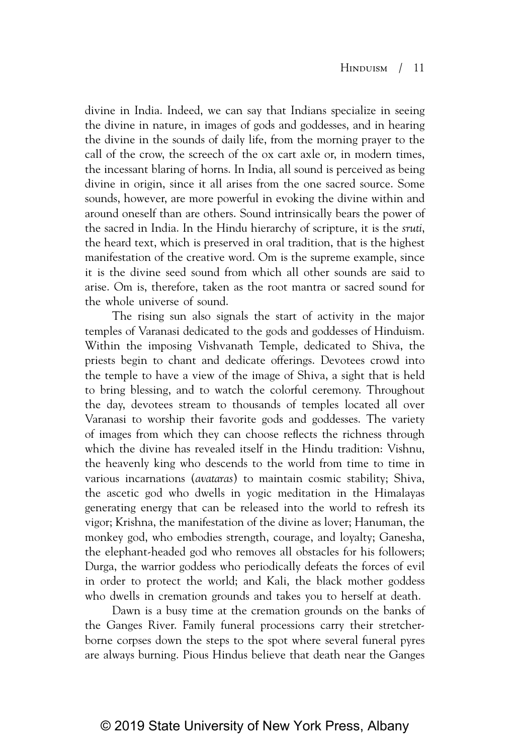divine in India. Indeed, we can say that Indians specialize in seeing the divine in nature, in images of gods and goddesses, and in hearing the divine in the sounds of daily life, from the morning prayer to the call of the crow, the screech of the ox cart axle or, in modern times, the incessant blaring of horns. In India, all sound is perceived as being divine in origin, since it all arises from the one sacred source. Some sounds, however, are more powerful in evoking the divine within and around oneself than are others. Sound intrinsically bears the power of the sacred in India. In the Hindu hierarchy of scripture, it is the *sruti*, the heard text, which is preserved in oral tradition, that is the highest manifestation of the creative word. Om is the supreme example, since it is the divine seed sound from which all other sounds are said to arise. Om is, therefore, taken as the root mantra or sacred sound for the whole universe of sound.

The rising sun also signals the start of activity in the major temples of Varanasi dedicated to the gods and goddesses of Hinduism. Within the imposing Vishvanath Temple, dedicated to Shiva, the priests begin to chant and dedicate offerings. Devotees crowd into the temple to have a view of the image of Shiva, a sight that is held to bring blessing, and to watch the colorful ceremony. Throughout the day, devotees stream to thousands of temples located all over Varanasi to worship their favorite gods and goddesses. The variety of images from which they can choose reflects the richness through which the divine has revealed itself in the Hindu tradition: Vishnu, the heavenly king who descends to the world from time to time in various incarnations (*avataras*) to maintain cosmic stability; Shiva, the ascetic god who dwells in yogic meditation in the Himalayas generating energy that can be released into the world to refresh its vigor; Krishna, the manifestation of the divine as lover; Hanuman, the monkey god, who embodies strength, courage, and loyalty; Ganesha, the elephant-headed god who removes all obstacles for his followers; Durga, the warrior goddess who periodically defeats the forces of evil in order to protect the world; and Kali, the black mother goddess who dwells in cremation grounds and takes you to herself at death.

Dawn is a busy time at the cremation grounds on the banks of the Ganges River. Family funeral processions carry their stretcher-borne corpses down the steps to the spot where several funeral pyres are always burning. Pious Hindus believe that death near the Ganges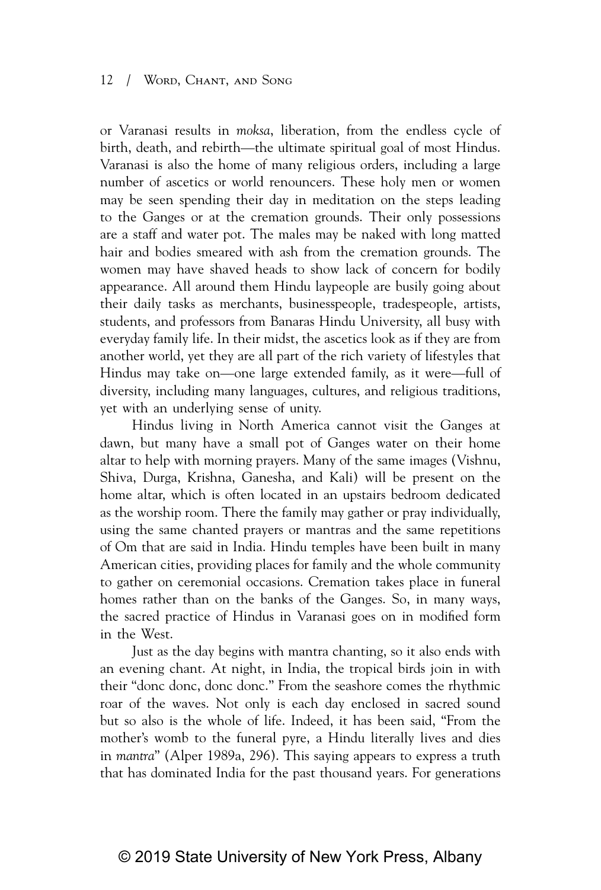or Varanasi results in *moksa*, liberation, from the endless cycle of birth, death, and rebirth—the ultimate spiritual goal of most Hindus. Varanasi is also the home of many religious orders, including a large number of ascetics or world renouncers. These holy men or women may be seen spending their day in meditation on the steps leading to the Ganges or at the cremation grounds. Their only possessions are a staff and water pot. The males may be naked with long matted hair and bodies smeared with ash from the cremation grounds. The women may have shaved heads to show lack of concern for bodily appearance. All around them Hindu laypeople are busily going about their daily tasks as merchants, businesspeople, tradespeople, artists, students, and professors from Banaras Hindu University, all busy with everyday family life. In their midst, the ascetics look as if they are from another world, yet they are all part of the rich variety of lifestyles that Hindus may take on—one large extended family, as it were—full of diversity, including many languages, cultures, and religious traditions, yet with an underlying sense of unity.

Hindus living in North America cannot visit the Ganges at dawn, but many have a small pot of Ganges water on their home altar to help with morning prayers. Many of the same images (Vishnu, Shiva, Durga, Krishna, Ganesha, and Kali) will be present on the home altar, which is often located in an upstairs bedroom dedicated as the worship room. There the family may gather or pray individually, using the same chanted prayers or mantras and the same repetitions of Om that are said in India. Hindu temples have been built in many American cities, providing places for family and the whole community to gather on ceremonial occasions. Cremation takes place in funeral homes rather than on the banks of the Ganges. So, in many ways, the sacred practice of Hindus in Varanasi goes on in modified form in the West.

Just as the day begins with mantra chanting, so it also ends with an evening chant. At night, in India, the tropical birds join in with their "donc donc, donc donc." From the seashore comes the rhythmic roar of the waves. Not only is each day enclosed in sacred sound but so also is the whole of life. Indeed, it has been said, "From the mother's womb to the funeral pyre, a Hindu literally lives and dies in *mantra*" (Alper 1989a, 296). This saying appears to express a truth that has dominated India for the past thousand years. For generations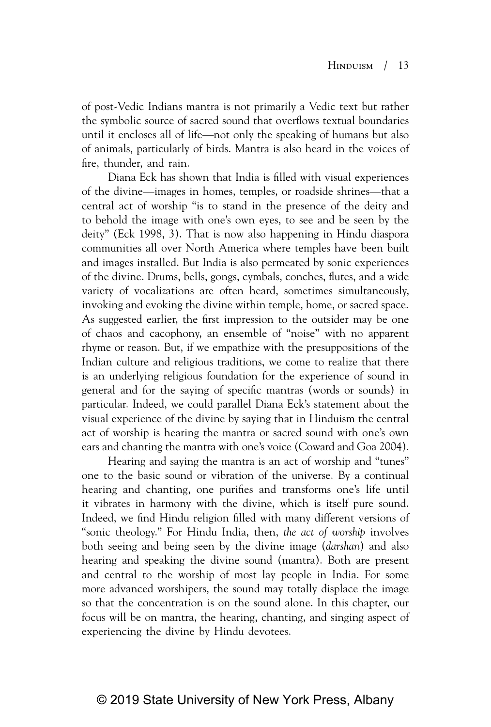of post-Vedic Indians mantra is not primarily a Vedic text but rather the symbolic source of sacred sound that overflows textual boundaries until it encloses all of life—not only the speaking of humans but also of animals, particularly of birds. Mantra is also heard in the voices of fire, thunder, and rain.

Diana Eck has shown that India is filled with visual experiences of the divine—images in homes, temples, or roadside shrines—that a central act of worship "is to stand in the presence of the deity and to behold the image with one's own eyes, to see and be seen by the deity" (Eck 1998, 3). That is now also happening in Hindu diaspora communities all over North America where temples have been built and images installed. But India is also permeated by sonic experiences of the divine. Drums, bells, gongs, cymbals, conches, flutes, and a wide variety of vocalizations are often heard, sometimes simultaneously, invoking and evoking the divine within temple, home, or sacred space. As suggested earlier, the first impression to the outsider may be one of chaos and cacophony, an ensemble of "noise" with no apparent rhyme or reason. But, if we empathize with the presuppositions of the Indian culture and religious traditions, we come to realize that there is an underlying religious foundation for the experience of sound in general and for the saying of specific mantras (words or sounds) in particular. Indeed, we could parallel Diana Eck's statement about the visual experience of the divine by saying that in Hinduism the central act of worship is hearing the mantra or sacred sound with one's own ears and chanting the mantra with one's voice (Coward and Goa 2004).

Hearing and saying the mantra is an act of worship and "tunes" one to the basic sound or vibration of the universe. By a continual hearing and chanting, one purifies and transforms one's life until it vibrates in harmony with the divine, which is itself pure sound. Indeed, we find Hindu religion filled with many different versions of "sonic theology." For Hindu India, then, *the act of worship* involves both seeing and being seen by the divine image (*darshan*) and also hearing and speaking the divine sound (mantra). Both are present and central to the worship of most lay people in India. For some more advanced worshipers, the sound may totally displace the image so that the concentration is on the sound alone. In this chapter, our focus will be on mantra, the hearing, chanting, and singing aspect of experiencing the divine by Hindu devotees.

© 2019 State University of New York Press, Albany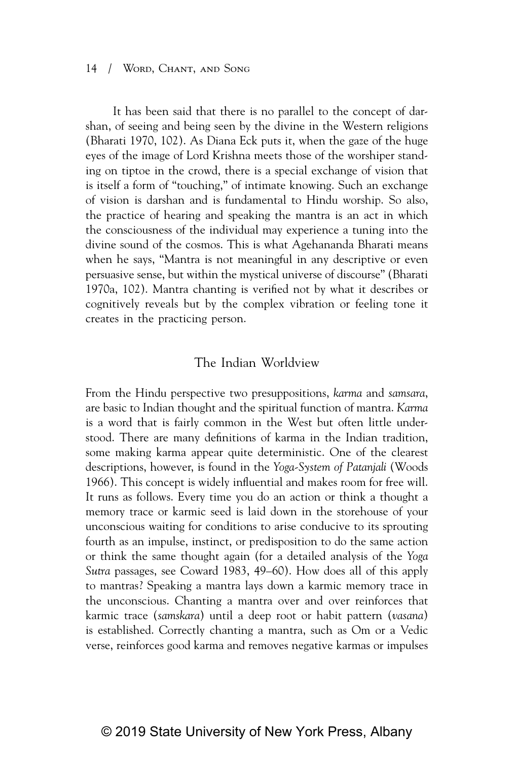It has been said that there is no parallel to the concept of darshan, of seeing and being seen by the divine in the Western religions (Bharati 1970, 102). As Diana Eck puts it, when the gaze of the huge eyes of the image of Lord Krishna meets those of the worshiper standing on tiptoe in the crowd, there is a special exchange of vision that is itself a form of "touching," of intimate knowing. Such an exchange of vision is darshan and is fundamental to Hindu worship. So also, the practice of hearing and speaking the mantra is an act in which the consciousness of the individual may experience a tuning into the divine sound of the cosmos. This is what Agehananda Bharati means when he says, "Mantra is not meaningful in any descriptive or even persuasive sense, but within the mystical universe of discourse" (Bharati 1970a, 102). Mantra chanting is verified not by what it describes or cognitively reveals but by the complex vibration or feeling tone it creates in the practicing person.

## The Indian Worldview

From the Hindu perspective two presuppositions, *karma* and *samsara*, are basic to Indian thought and the spiritual function of mantra. *Karma* is a word that is fairly common in the West but often little understood. There are many definitions of karma in the Indian tradition, some making karma appear quite deterministic. One of the clearest descriptions, however, is found in the *Yoga-System of Patanjali* (Woods 1966). This concept is widely influential and makes room for free will. It runs as follows. Every time you do an action or think a thought a memory trace or karmic seed is laid down in the storehouse of your unconscious waiting for conditions to arise conducive to its sprouting fourth as an impulse, instinct, or predisposition to do the same action or think the same thought again (for a detailed analysis of the *Yoga Sutra* passages, see Coward 1983, 49–60). How does all of this apply to mantras? Speaking a mantra lays down a karmic memory trace in the unconscious. Chanting a mantra over and over reinforces that karmic trace (*samskara*) until a deep root or habit pattern (*vasana*) is established. Correctly chanting a mantra, such as Om or a Vedic verse, reinforces good karma and removes negative karmas or impulses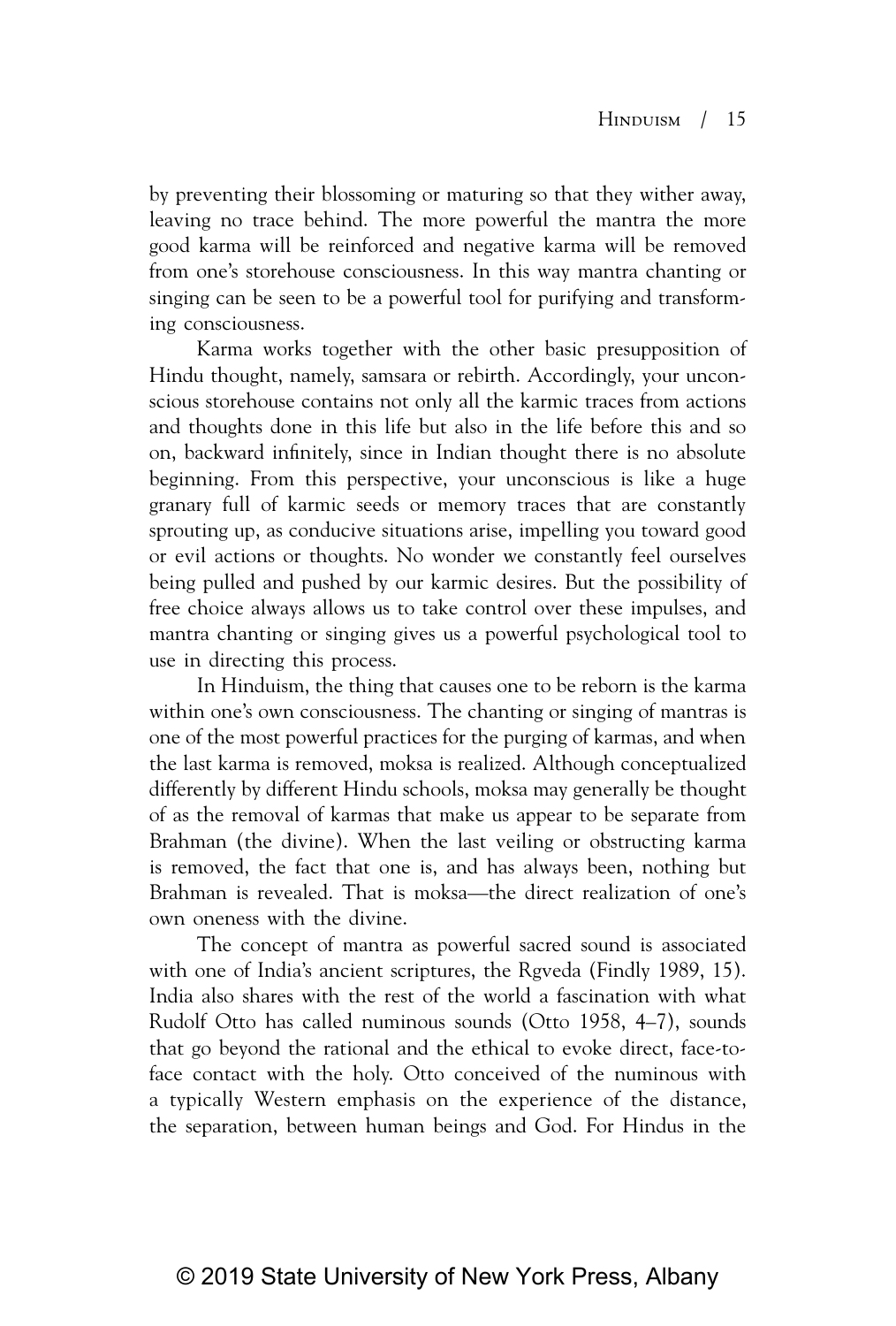by preventing their blossoming or maturing so that they wither away, leaving no trace behind. The more powerful the mantra the more good karma will be reinforced and negative karma will be removed from one's storehouse consciousness. In this way mantra chanting or singing can be seen to be a powerful tool for purifying and transforming consciousness.

Karma works together with the other basic presupposition of Hindu thought, namely, samsara or rebirth. Accordingly, your unconscious storehouse contains not only all the karmic traces from actions and thoughts done in this life but also in the life before this and so on, backward infinitely, since in Indian thought there is no absolute beginning. From this perspective, your unconscious is like a huge granary full of karmic seeds or memory traces that are constantly sprouting up, as conducive situations arise, impelling you toward good or evil actions or thoughts. No wonder we constantly feel ourselves being pulled and pushed by our karmic desires. But the possibility of free choice always allows us to take control over these impulses, and mantra chanting or singing gives us a powerful psychological tool to use in directing this process.

In Hinduism, the thing that causes one to be reborn is the karma within one's own consciousness. The chanting or singing of mantras is one of the most powerful practices for the purging of karmas, and when the last karma is removed, moksa is realized. Although conceptualized differently by different Hindu schools, moksa may generally be thought of as the removal of karmas that make us appear to be separate from Brahman (the divine). When the last veiling or obstructing karma is removed, the fact that one is, and has always been, nothing but Brahman is revealed. That is moksa—the direct realization of one's own oneness with the divine.

The concept of mantra as powerful sacred sound is associated with one of India's ancient scriptures, the Rgveda (Findly 1989, 15). India also shares with the rest of the world a fascination with what Rudolf Otto has called numinous sounds (Otto 1958, 4–7), sounds that go beyond the rational and the ethical to evoke direct, face-to-face contact with the holy. Otto conceived of the numinous with a typically Western emphasis on the experience of the distance, the separation, between human beings and God. For Hindus in the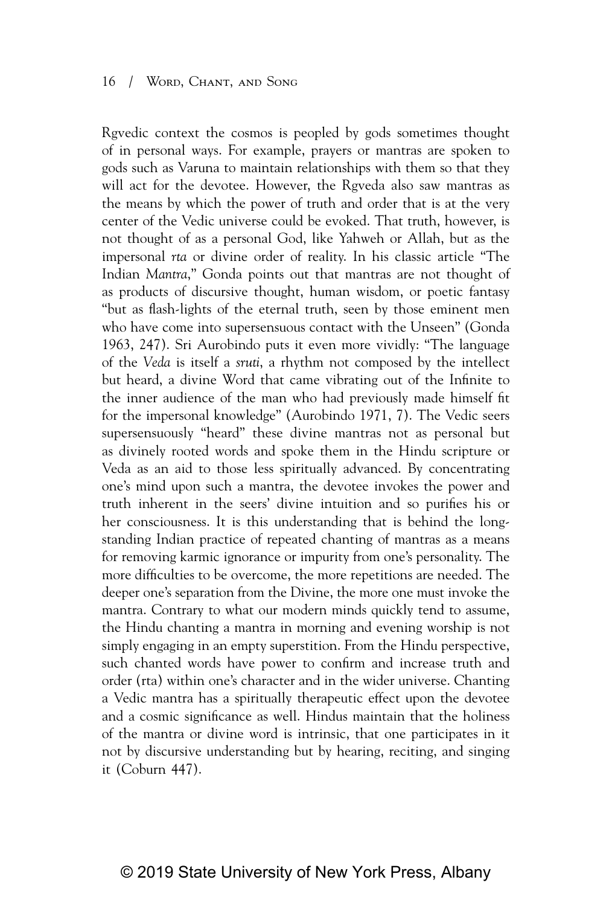Rgvedic context the cosmos is peopled by gods sometimes thought of in personal ways. For example, prayers or mantras are spoken to gods such as Varuna to maintain relationships with them so that they will act for the devotee. However, the Rgveda also saw mantras as the means by which the power of truth and order that is at the very center of the Vedic universe could be evoked. That truth, however, is not thought of as a personal God, like Yahweh or Allah, but as the impersonal *rta* or divine order of reality. In his classic article "The Indian *Mantra*," Gonda points out that mantras are not thought of as products of discursive thought, human wisdom, or poetic fantasy "but as flash-lights of the eternal truth, seen by those eminent men who have come into supersensuous contact with the Unseen" (Gonda 1963, 247). Sri Aurobindo puts it even more vividly: "The language of the *Veda* is itself a *sruti*, a rhythm not composed by the intellect but heard, a divine Word that came vibrating out of the Infinite to the inner audience of the man who had previously made himself fit for the impersonal knowledge" (Aurobindo 1971, 7). The Vedic seers supersensuously "heard" these divine mantras not as personal but as divinely rooted words and spoke them in the Hindu scripture or Veda as an aid to those less spiritually advanced. By concentrating one's mind upon such a mantra, the devotee invokes the power and truth inherent in the seers' divine intuition and so purifies his or her consciousness. It is this understanding that is behind the long-standing Indian practice of repeated chanting of mantras as a means for removing karmic ignorance or impurity from one's personality. The more difficulties to be overcome, the more repetitions are needed. The deeper one's separation from the Divine, the more one must invoke the mantra. Contrary to what our modern minds quickly tend to assume, the Hindu chanting a mantra in morning and evening worship is not simply engaging in an empty superstition. From the Hindu perspective, such chanted words have power to confirm and increase truth and order (rta) within one's character and in the wider universe. Chanting a Vedic mantra has a spiritually therapeutic effect upon the devotee and a cosmic significance as well. Hindus maintain that the holiness of the mantra or divine word is intrinsic, that one participates in it not by discursive understanding but by hearing, reciting, and singing it (Coburn 447).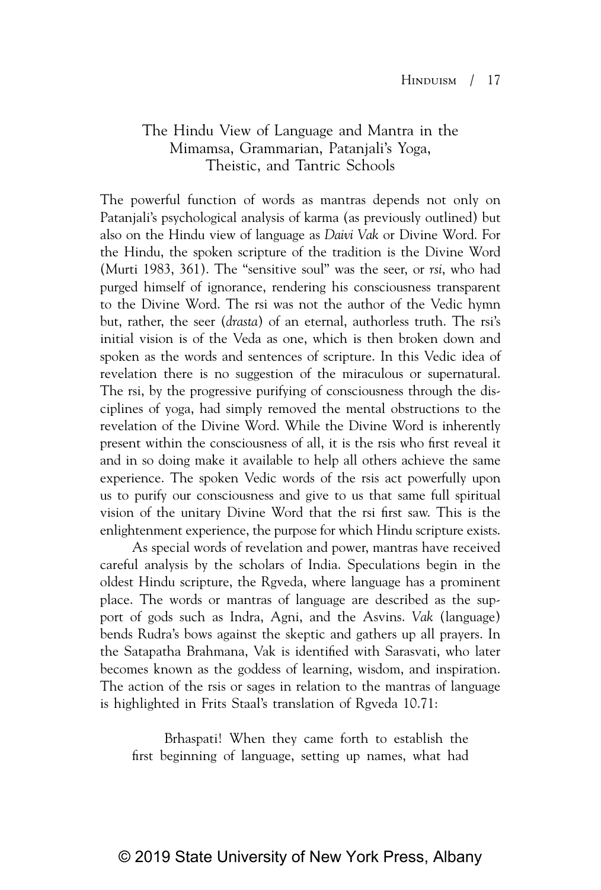## The Hindu View of Language and Mantra in the Mimamsa, Grammarian, Patanjali's Yoga, Theistic, and Tantric Schools

The powerful function of words as mantras depends not only on Patanjali's psychological analysis of karma (as previously outlined) but also on the Hindu view of language as *Daivi Vak* or Divine Word. For the Hindu, the spoken scripture of the tradition is the Divine Word (Murti 1983, 361). The "sensitive soul" was the seer, or *rsi*, who had purged himself of ignorance, rendering his consciousness transparent to the Divine Word. The rsi was not the author of the Vedic hymn but, rather, the seer (*drasta*) of an eternal, authorless truth. The rsi's initial vision is of the Veda as one, which is then broken down and spoken as the words and sentences of scripture. In this Vedic idea of revelation there is no suggestion of the miraculous or supernatural. The rsi, by the progressive purifying of consciousness through the disciplines of yoga, had simply removed the mental obstructions to the revelation of the Divine Word. While the Divine Word is inherently present within the consciousness of all, it is the rsis who first reveal it and in so doing make it available to help all others achieve the same experience. The spoken Vedic words of the rsis act powerfully upon us to purify our consciousness and give to us that same full spiritual vision of the unitary Divine Word that the rsi first saw. This is the enlightenment experience, the purpose for which Hindu scripture exists.

As special words of revelation and power, mantras have received careful analysis by the scholars of India. Speculations begin in the oldest Hindu scripture, the Rgveda, where language has a prominent place. The words or mantras of language are described as the support of gods such as Indra, Agni, and the Asvins. *Vak* (language) bends Rudra's bows against the skeptic and gathers up all prayers. In the Satapatha Brahmana, Vak is identified with Sarasvati, who later becomes known as the goddess of learning, wisdom, and inspiration. The action of the rsis or sages in relation to the mantras of language is highlighted in Frits Staal's translation of Rgveda 10.71:

> Brhaspati! When they came forth to establish the first beginning of language, setting up names, what had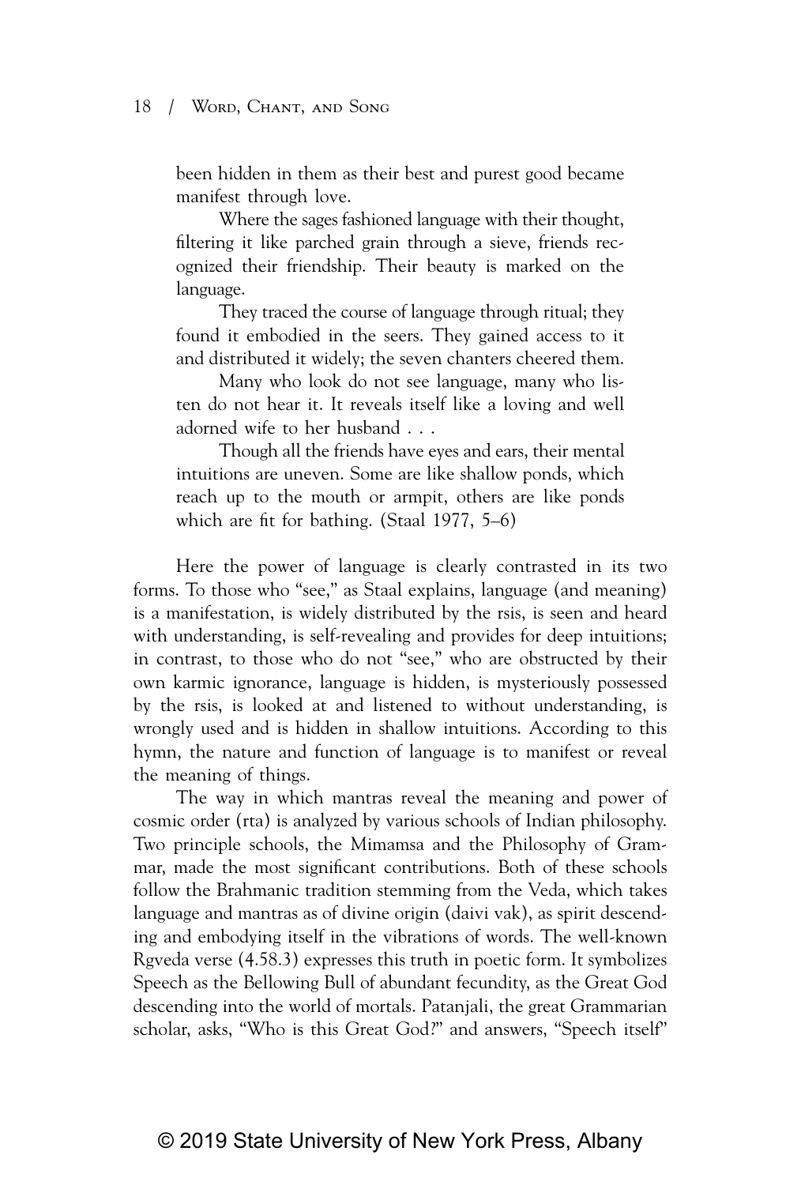been hidden in them as their best and purest good became manifest through love.

Where the sages fashioned language with their thought, filtering it like parched grain through a sieve, friends recognized their friendship. Their beauty is marked on the language.

They traced the course of language through ritual; they found it embodied in the seers. They gained access to it and distributed it widely; the seven chanters cheered them.

Many who look do not see language, many who listen do not hear it. It reveals itself like a loving and well adorned wife to her husband . . .

Though all the friends have eyes and ears, their mental intuitions are uneven. Some are like shallow ponds, which reach up to the mouth or armpit, others are like ponds which are fit for bathing. (Staal 1977, 5–6)

Here the power of language is clearly contrasted in its two forms. To those who "see," as Staal explains, language (and meaning) is a manifestation, is widely distributed by the rsis, is seen and heard with understanding, is self-revealing and provides for deep intuitions; in contrast, to those who do not "see," who are obstructed by their own karmic ignorance, language is hidden, is mysteriously possessed by the rsis, is looked at and listened to without understanding, is wrongly used and is hidden in shallow intuitions. According to this hymn, the nature and function of language is to manifest or reveal the meaning of things.

The way in which mantras reveal the meaning and power of cosmic order (rta) is analyzed by various schools of Indian philosophy. Two principle schools, the Mimamsa and the Philosophy of Grammar, made the most significant contributions. Both of these schools follow the Brahmanic tradition stemming from the Veda, which takes language and mantras as of divine origin (daivi vak), as spirit descending and embodying itself in the vibrations of words. The well-known Rgveda verse (4.58.3) expresses this truth in poetic form. It symbolizes Speech as the Bellowing Bull of abundant fecundity, as the Great God descending into the world of mortals. Patanjali, the great Grammarian scholar, asks, "Who is this Great God?" and answers, "Speech itself"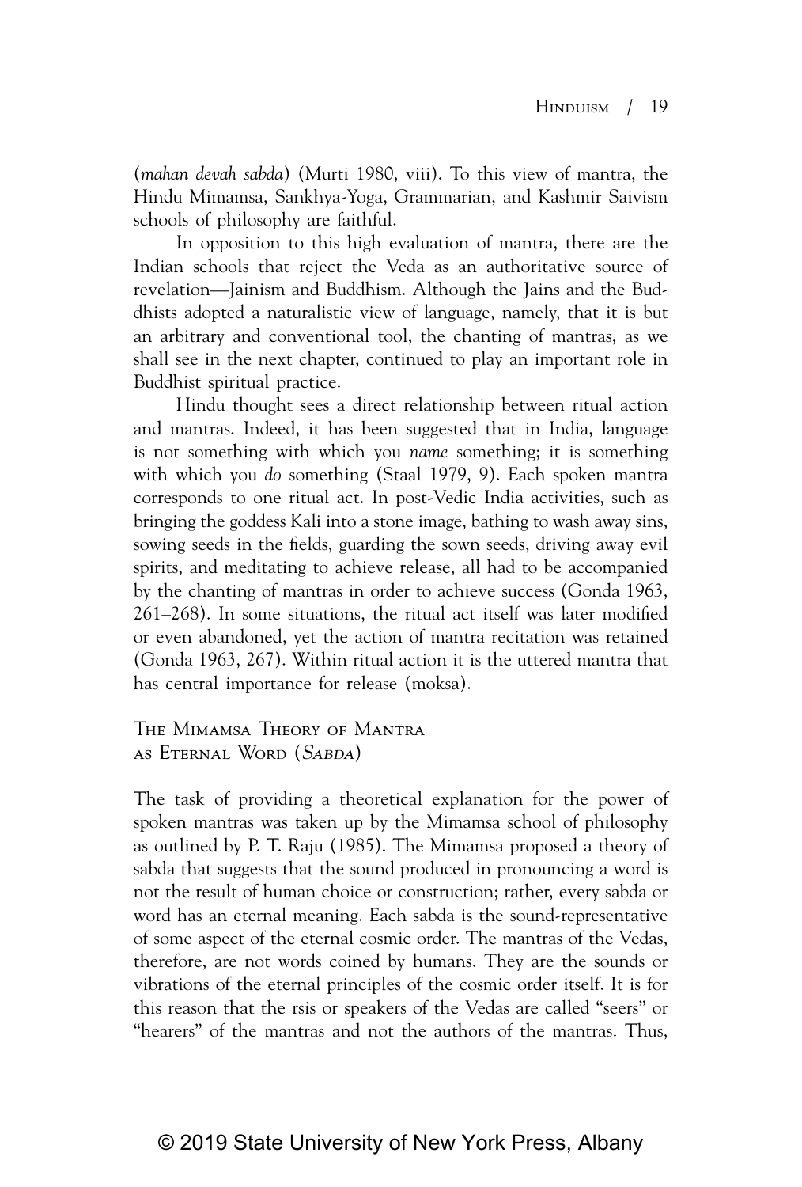(*mahan devah sabda*) (Murti 1980, viii). To this view of mantra, the Hindu Mimamsa, Sankhya-Yoga, Grammarian, and Kashmir Saivism schools of philosophy are faithful.

In opposition to this high evaluation of mantra, there are the Indian schools that reject the Veda as an authoritative source of revelation—Jainism and Buddhism. Although the Jains and the Buddhists adopted a naturalistic view of language, namely, that it is but an arbitrary and conventional tool, the chanting of mantras, as we shall see in the next chapter, continued to play an important role in Buddhist spiritual practice.

Hindu thought sees a direct relationship between ritual action and mantras. Indeed, it has been suggested that in India, language is not something with which you *name* something; it is something with which you *do* something (Staal 1979, 9). Each spoken mantra corresponds to one ritual act. In post-Vedic India activities, such as bringing the goddess Kali into a stone image, bathing to wash away sins, sowing seeds in the fields, guarding the sown seeds, driving away evil spirits, and meditating to achieve release, all had to be accompanied by the chanting of mantras in order to achieve success (Gonda 1963, 261–268). In some situations, the ritual act itself was later modified or even abandoned, yet the action of mantra recitation was retained (Gonda 1963, 267). Within ritual action it is the uttered mantra that has central importance for release (moksa).

## The Mimamsa Theory of Mantra as Eternal Word (*Sabda*)

The task of providing a theoretical explanation for the power of spoken mantras was taken up by the Mimamsa school of philosophy as outlined by P. T. Raju (1985). The Mimamsa proposed a theory of sabda that suggests that the sound produced in pronouncing a word is not the result of human choice or construction; rather, every sabda or word has an eternal meaning. Each sabda is the sound-representative of some aspect of the eternal cosmic order. The mantras of the Vedas, therefore, are not words coined by humans. They are the sounds or vibrations of the eternal principles of the cosmic order itself. It is for this reason that the rsis or speakers of the Vedas are called "seers" or "hearers" of the mantras and not the authors of the mantras. Thus,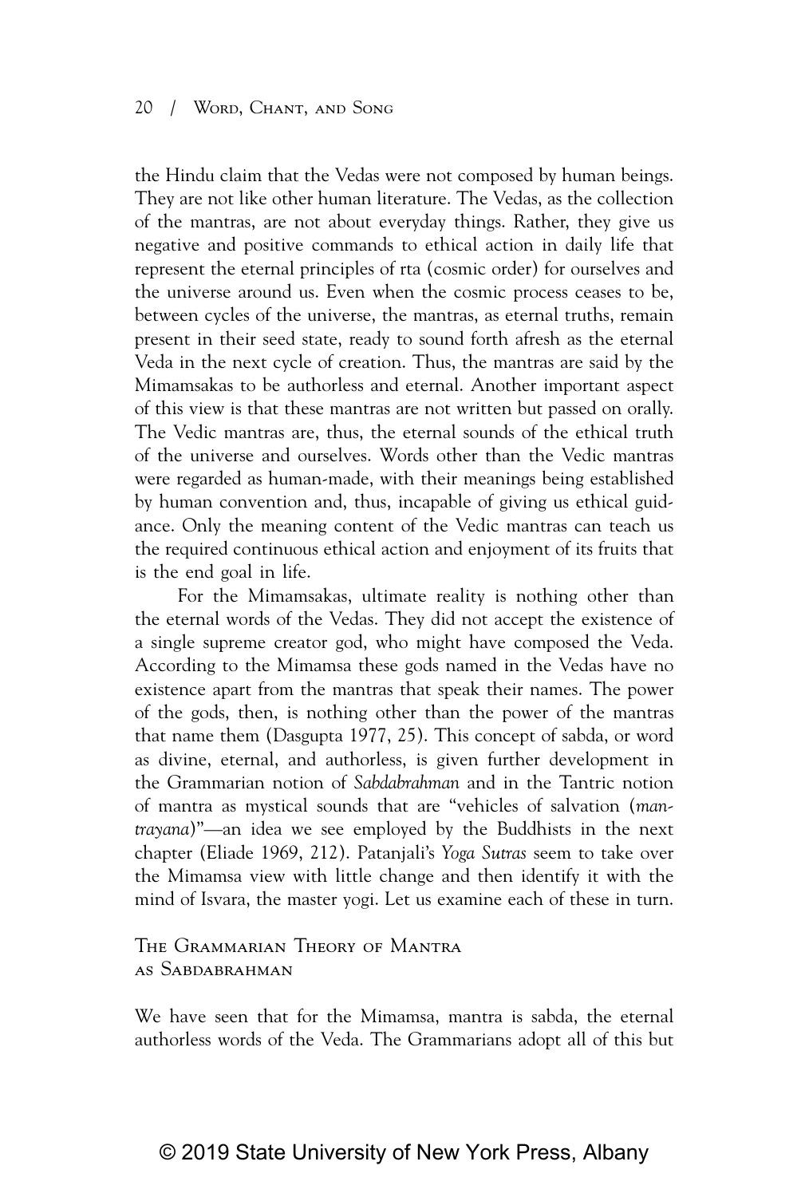the Hindu claim that the Vedas were not composed by human beings. They are not like other human literature. The Vedas, as the collection of the mantras, are not about everyday things. Rather, they give us negative and positive commands to ethical action in daily life that represent the eternal principles of rta (cosmic order) for ourselves and the universe around us. Even when the cosmic process ceases to be, between cycles of the universe, the mantras, as eternal truths, remain present in their seed state, ready to sound forth afresh as the eternal Veda in the next cycle of creation. Thus, the mantras are said by the Mimamsakas to be authorless and eternal. Another important aspect of this view is that these mantras are not written but passed on orally. The Vedic mantras are, thus, the eternal sounds of the ethical truth of the universe and ourselves. Words other than the Vedic mantras were regarded as human-made, with their meanings being established by human convention and, thus, incapable of giving us ethical guidance. Only the meaning content of the Vedic mantras can teach us the required continuous ethical action and enjoyment of its fruits that is the end goal in life.

For the Mimamsakas, ultimate reality is nothing other than the eternal words of the Vedas. They did not accept the existence of a single supreme creator god, who might have composed the Veda. According to the Mimamsa these gods named in the Vedas have no existence apart from the mantras that speak their names. The power of the gods, then, is nothing other than the power of the mantras that name them (Dasgupta 1977, 25). This concept of sabda, or word as divine, eternal, and authorless, is given further development in the Grammarian notion of *Sabdabrahman* and in the Tantric notion of mantra as mystical sounds that are "vehicles of salvation (*mantrayana*)"—an idea we see employed by the Buddhists in the next chapter (Eliade 1969, 212). Patanjali's *Yoga Sutras* seem to take over the Mimamsa view with little change and then identify it with the mind of Isvara, the master yogi. Let us examine each of these in turn.

## The Grammarian Theory of Mantra as Sabdabrahman

We have seen that for the Mimamsa, mantra is sabda, the eternal authorless words of the Veda. The Grammarians adopt all of this but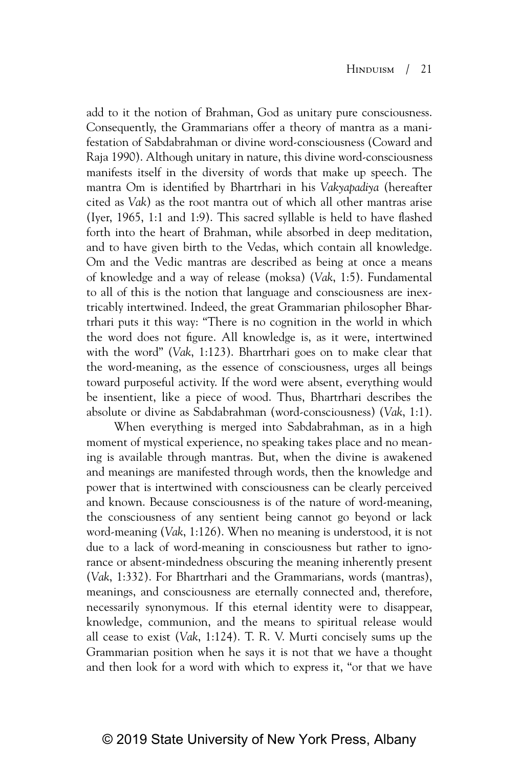add to it the notion of Brahman, God as unitary pure consciousness. Consequently, the Grammarians offer a theory of mantra as a manifestation of Sabdabrahman or divine word-consciousness (Coward and Raja 1990). Although unitary in nature, this divine word-consciousness manifests itself in the diversity of words that make up speech. The mantra Om is identified by Bhartrhari in his *Vakyapadiya* (hereafter cited as *Vak*) as the root mantra out of which all other mantras arise (Iyer, 1965, 1:1 and 1:9). This sacred syllable is held to have flashed forth into the heart of Brahman, while absorbed in deep meditation, and to have given birth to the Vedas, which contain all knowledge. Om and the Vedic mantras are described as being at once a means of knowledge and a way of release (moksa) (*Vak*, 1:5). Fundamental to all of this is the notion that language and consciousness are inextricably intertwined. Indeed, the great Grammarian philosopher Bhartrhari puts it this way: "There is no cognition in the world in which the word does not figure. All knowledge is, as it were, intertwined with the word" (*Vak*, 1:123). Bhartrhari goes on to make clear that the word-meaning, as the essence of consciousness, urges all beings toward purposeful activity. If the word were absent, everything would be insentient, like a piece of wood. Thus, Bhartrhari describes the absolute or divine as Sabdabrahman (word-consciousness) (*Vak*, 1:1).

When everything is merged into Sabdabrahman, as in a high moment of mystical experience, no speaking takes place and no meaning is available through mantras. But, when the divine is awakened and meanings are manifested through words, then the knowledge and power that is intertwined with consciousness can be clearly perceived and known. Because consciousness is of the nature of word-meaning, the consciousness of any sentient being cannot go beyond or lack word-meaning (*Vak*, 1:126). When no meaning is understood, it is not due to a lack of word-meaning in consciousness but rather to ignorance or absent-mindedness obscuring the meaning inherently present (*Vak*, 1:332). For Bhartrhari and the Grammarians, words (mantras), meanings, and consciousness are eternally connected and, therefore, necessarily synonymous. If this eternal identity were to disappear, knowledge, communion, and the means to spiritual release would all cease to exist (*Vak*, 1:124). T. R. V. Murti concisely sums up the Grammarian position when he says it is not that we have a thought and then look for a word with which to express it, "or that we have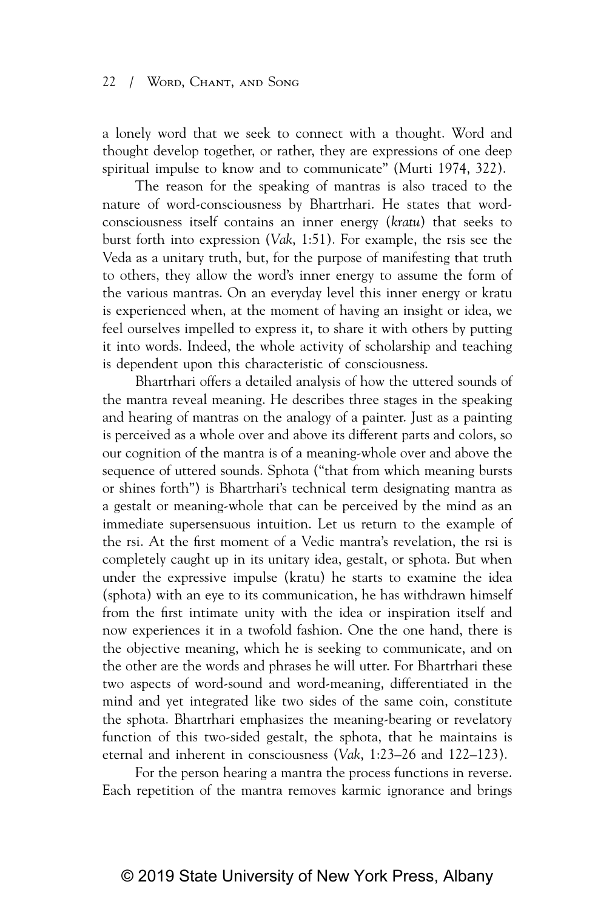a lonely word that we seek to connect with a thought. Word and thought develop together, or rather, they are expressions of one deep spiritual impulse to know and to communicate" (Murti 1974, 322).

The reason for the speaking of mantras is also traced to the nature of word-consciousness by Bhartrhari. He states that word-consciousness itself contains an inner energy (*kratu*) that seeks to burst forth into expression (*Vak*, 1:51). For example, the rsis see the Veda as a unitary truth, but, for the purpose of manifesting that truth to others, they allow the word's inner energy to assume the form of the various mantras. On an everyday level this inner energy or kratu is experienced when, at the moment of having an insight or idea, we feel ourselves impelled to express it, to share it with others by putting it into words. Indeed, the whole activity of scholarship and teaching is dependent upon this characteristic of consciousness.

Bhartrhari offers a detailed analysis of how the uttered sounds of the mantra reveal meaning. He describes three stages in the speaking and hearing of mantras on the analogy of a painter. Just as a painting is perceived as a whole over and above its different parts and colors, so our cognition of the mantra is of a meaning-whole over and above the sequence of uttered sounds. Sphota ("that from which meaning bursts or shines forth") is Bhartrhari's technical term designating mantra as a gestalt or meaning-whole that can be perceived by the mind as an immediate supersensuous intuition. Let us return to the example of the rsi. At the first moment of a Vedic mantra's revelation, the rsi is completely caught up in its unitary idea, gestalt, or sphota. But when under the expressive impulse (kratu) he starts to examine the idea (sphota) with an eye to its communication, he has withdrawn himself from the first intimate unity with the idea or inspiration itself and now experiences it in a twofold fashion. One the one hand, there is the objective meaning, which he is seeking to communicate, and on the other are the words and phrases he will utter. For Bhartrhari these two aspects of word-sound and word-meaning, differentiated in the mind and yet integrated like two sides of the same coin, constitute the sphota. Bhartrhari emphasizes the meaning-bearing or revelatory function of this two-sided gestalt, the sphota, that he maintains is eternal and inherent in consciousness (*Vak*, 1:23–26 and 122–123).

For the person hearing a mantra the process functions in reverse. Each repetition of the mantra removes karmic ignorance and brings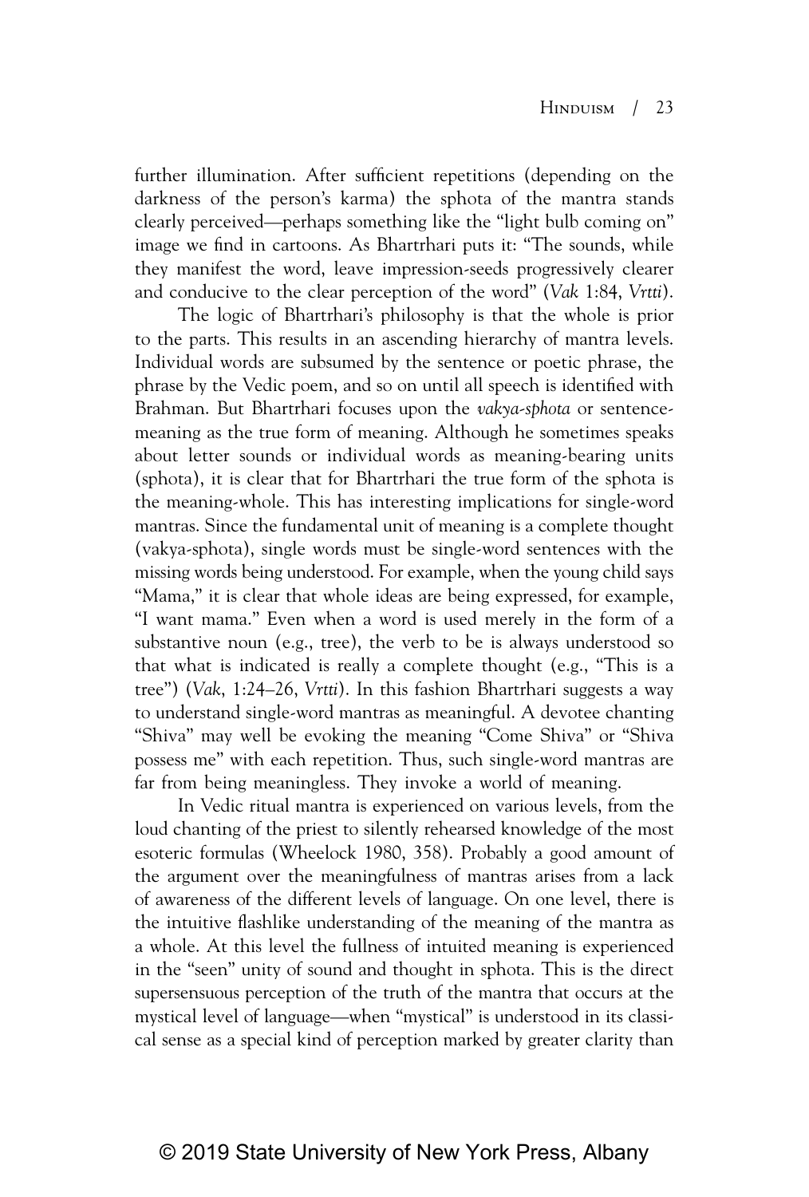further illumination. After sufficient repetitions (depending on the darkness of the person's karma) the sphota of the mantra stands clearly perceived—perhaps something like the "light bulb coming on" image we find in cartoons. As Bhartrhari puts it: "The sounds, while they manifest the word, leave impression-seeds progressively clearer and conducive to the clear perception of the word" (*Vak* 1:84, *Vrtti*).

The logic of Bhartrhari's philosophy is that the whole is prior to the parts. This results in an ascending hierarchy of mantra levels. Individual words are subsumed by the sentence or poetic phrase, the phrase by the Vedic poem, and so on until all speech is identified with Brahman. But Bhartrhari focuses upon the *vakya-sphota* or sentence-meaning as the true form of meaning. Although he sometimes speaks about letter sounds or individual words as meaning-bearing units (sphota), it is clear that for Bhartrhari the true form of the sphota is the meaning-whole. This has interesting implications for single-word mantras. Since the fundamental unit of meaning is a complete thought (vakya-sphota), single words must be single-word sentences with the missing words being understood. For example, when the young child says "Mama," it is clear that whole ideas are being expressed, for example, "I want mama." Even when a word is used merely in the form of a substantive noun (e.g., tree), the verb to be is always understood so that what is indicated is really a complete thought (e.g., "This is a tree") (*Vak*, 1:24–26, *Vrtti*). In this fashion Bhartrhari suggests a way to understand single-word mantras as meaningful. A devotee chanting "Shiva" may well be evoking the meaning "Come Shiva" or "Shiva possess me" with each repetition. Thus, such single-word mantras are far from being meaningless. They invoke a world of meaning.

In Vedic ritual mantra is experienced on various levels, from the loud chanting of the priest to silently rehearsed knowledge of the most esoteric formulas (Wheelock 1980, 358). Probably a good amount of the argument over the meaningfulness of mantras arises from a lack of awareness of the different levels of language. On one level, there is the intuitive flashlike understanding of the meaning of the mantra as a whole. At this level the fullness of intuited meaning is experienced in the "seen" unity of sound and thought in sphota. This is the direct supersensuous perception of the truth of the mantra that occurs at the mystical level of language—when "mystical" is understood in its classical sense as a special kind of perception marked by greater clarity than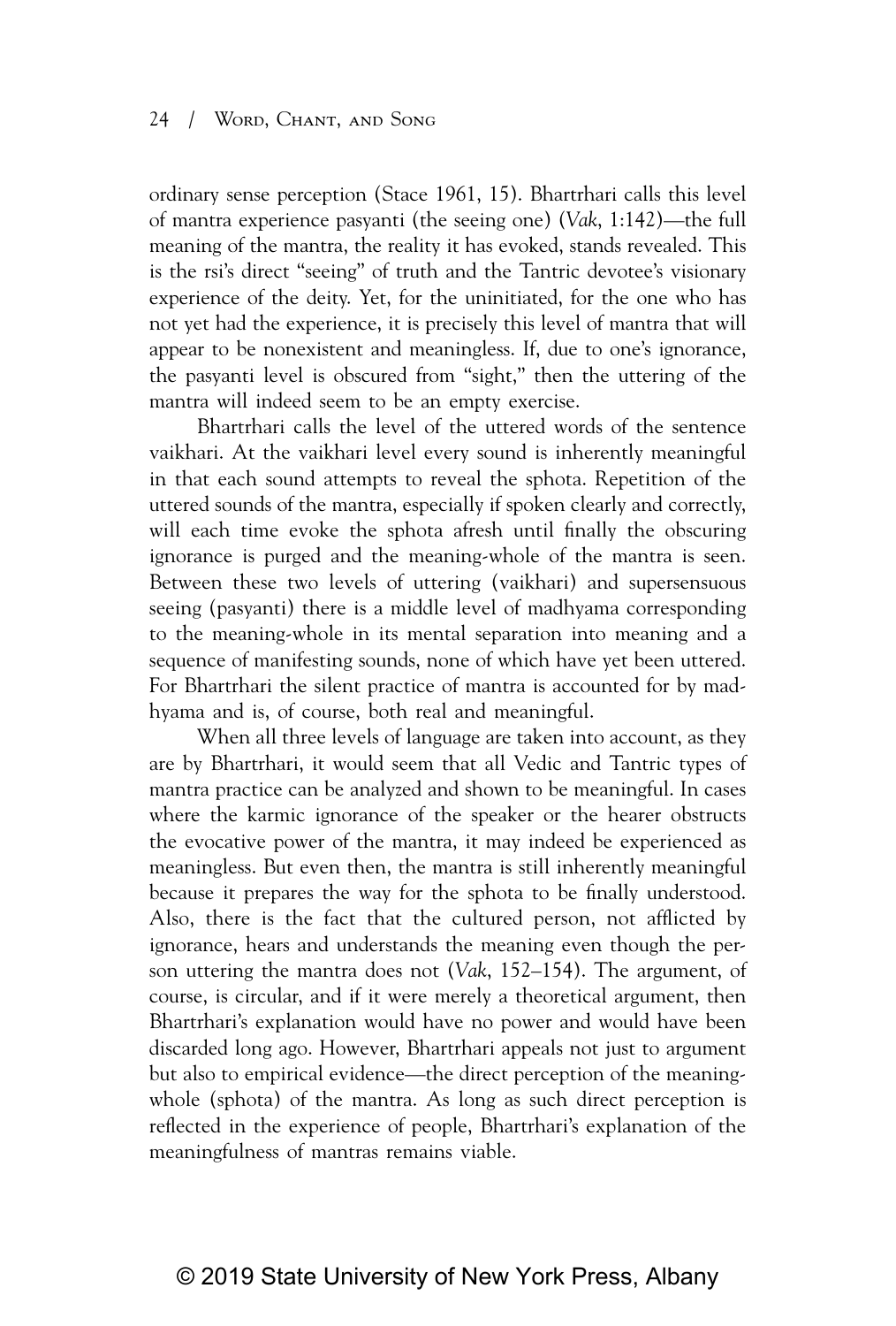ordinary sense perception (Stace 1961, 15). Bhartrhari calls this level of mantra experience pasyanti (the seeing one) (*Vak*, 1:142)—the full meaning of the mantra, the reality it has evoked, stands revealed. This is the rsi's direct "seeing" of truth and the Tantric devotee's visionary experience of the deity. Yet, for the uninitiated, for the one who has not yet had the experience, it is precisely this level of mantra that will appear to be nonexistent and meaningless. If, due to one's ignorance, the pasyanti level is obscured from "sight," then the uttering of the mantra will indeed seem to be an empty exercise.

Bhartrhari calls the level of the uttered words of the sentence vaikhari. At the vaikhari level every sound is inherently meaningful in that each sound attempts to reveal the sphota. Repetition of the uttered sounds of the mantra, especially if spoken clearly and correctly, will each time evoke the sphota afresh until finally the obscuring ignorance is purged and the meaning-whole of the mantra is seen. Between these two levels of uttering (vaikhari) and supersensuous seeing (pasyanti) there is a middle level of madhyama corresponding to the meaning-whole in its mental separation into meaning and a sequence of manifesting sounds, none of which have yet been uttered. For Bhartrhari the silent practice of mantra is accounted for by madhyama and is, of course, both real and meaningful.

When all three levels of language are taken into account, as they are by Bhartrhari, it would seem that all Vedic and Tantric types of mantra practice can be analyzed and shown to be meaningful. In cases where the karmic ignorance of the speaker or the hearer obstructs the evocative power of the mantra, it may indeed be experienced as meaningless. But even then, the mantra is still inherently meaningful because it prepares the way for the sphota to be finally understood. Also, there is the fact that the cultured person, not afflicted by ignorance, hears and understands the meaning even though the person uttering the mantra does not (*Vak*, 152–154). The argument, of course, is circular, and if it were merely a theoretical argument, then Bhartrhari's explanation would have no power and would have been discarded long ago. However, Bhartrhari appeals not just to argument but also to empirical evidence—the direct perception of the meaning-whole (sphota) of the mantra. As long as such direct perception is reflected in the experience of people, Bhartrhari's explanation of the meaningfulness of mantras remains viable.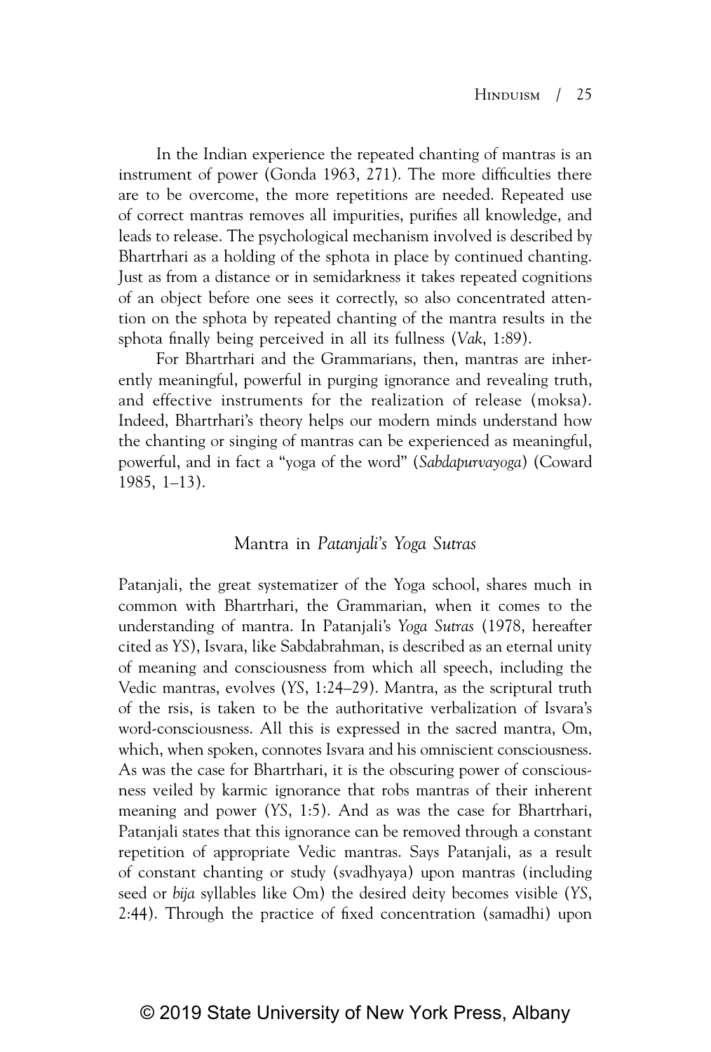In the Indian experience the repeated chanting of mantras is an instrument of power (Gonda 1963, 271). The more difficulties there are to be overcome, the more repetitions are needed. Repeated use of correct mantras removes all impurities, purifies all knowledge, and leads to release. The psychological mechanism involved is described by Bhartrhari as a holding of the sphota in place by continued chanting. Just as from a distance or in semidarkness it takes repeated cognitions of an object before one sees it correctly, so also concentrated attention on the sphota by repeated chanting of the mantra results in the sphota finally being perceived in all its fullness (*Vak*, 1:89).

For Bhartrhari and the Grammarians, then, mantras are inherently meaningful, powerful in purging ignorance and revealing truth, and effective instruments for the realization of release (moksa). Indeed, Bhartrhari's theory helps our modern minds understand how the chanting or singing of mantras can be experienced as meaningful, powerful, and in fact a "yoga of the word" (*Sabdapurvayoga*) (Coward 1985, 1–13).

## Mantra in *Patanjali's Yoga Sutras*

Patanjali, the great systematizer of the Yoga school, shares much in common with Bhartrhari, the Grammarian, when it comes to the understanding of mantra. In Patanjali's *Yoga Sutras* (1978, hereafter cited as *YS*), Isvara, like Sabdabrahman, is described as an eternal unity of meaning and consciousness from which all speech, including the Vedic mantras, evolves (*YS*, 1:24–29). Mantra, as the scriptural truth of the rsis, is taken to be the authoritative verbalization of Isvara's word-consciousness. All this is expressed in the sacred mantra, Om, which, when spoken, connotes Isvara and his omniscient consciousness. As was the case for Bhartrhari, it is the obscuring power of consciousness veiled by karmic ignorance that robs mantras of their inherent meaning and power (*YS*, 1:5). And as was the case for Bhartrhari, Patanjali states that this ignorance can be removed through a constant repetition of appropriate Vedic mantras. Says Patanjali, as a result of constant chanting or study (svadhyaya) upon mantras (including seed or *bija* syllables like Om) the desired deity becomes visible (*YS*, 2:44). Through the practice of fixed concentration (samadhi) upon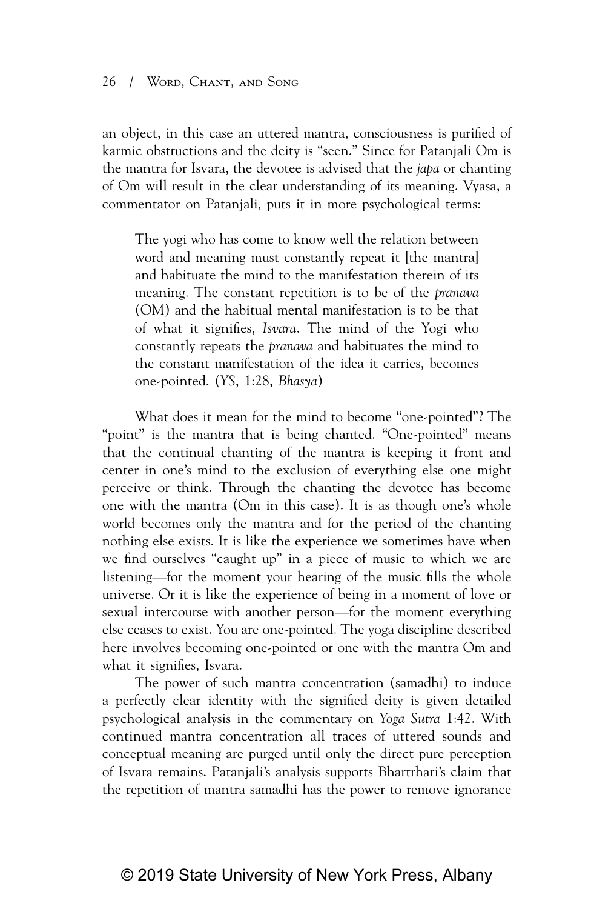an object, in this case an uttered mantra, consciousness is purified of karmic obstructions and the deity is "seen." Since for Patanjali Om is the mantra for Isvara, the devotee is advised that the *japa* or chanting of Om will result in the clear understanding of its meaning. Vyasa, a commentator on Patanjali, puts it in more psychological terms:

> The yogi who has come to know well the relation between word and meaning must constantly repeat it [the mantra] and habituate the mind to the manifestation therein of its meaning. The constant repetition is to be of the *pranava* (OM) and the habitual mental manifestation is to be that of what it signifies, *Isvara*. The mind of the Yogi who constantly repeats the *pranava* and habituates the mind to the constant manifestation of the idea it carries, becomes one-pointed. (*YS*, 1:28, *Bhasya*)

What does it mean for the mind to become "one-pointed"? The "point" is the mantra that is being chanted. "One-pointed" means that the continual chanting of the mantra is keeping it front and center in one's mind to the exclusion of everything else one might perceive or think. Through the chanting the devotee has become one with the mantra (Om in this case). It is as though one's whole world becomes only the mantra and for the period of the chanting nothing else exists. It is like the experience we sometimes have when we find ourselves "caught up" in a piece of music to which we are listening—for the moment your hearing of the music fills the whole universe. Or it is like the experience of being in a moment of love or sexual intercourse with another person—for the moment everything else ceases to exist. You are one-pointed. The yoga discipline described here involves becoming one-pointed or one with the mantra Om and what it signifies, Isvara.

The power of such mantra concentration (samadhi) to induce a perfectly clear identity with the signified deity is given detailed psychological analysis in the commentary on *Yoga Sutra* 1:42. With continued mantra concentration all traces of uttered sounds and conceptual meaning are purged until only the direct pure perception of Isvara remains. Patanjali's analysis supports Bhartrhari's claim that the repetition of mantra samadhi has the power to remove ignorance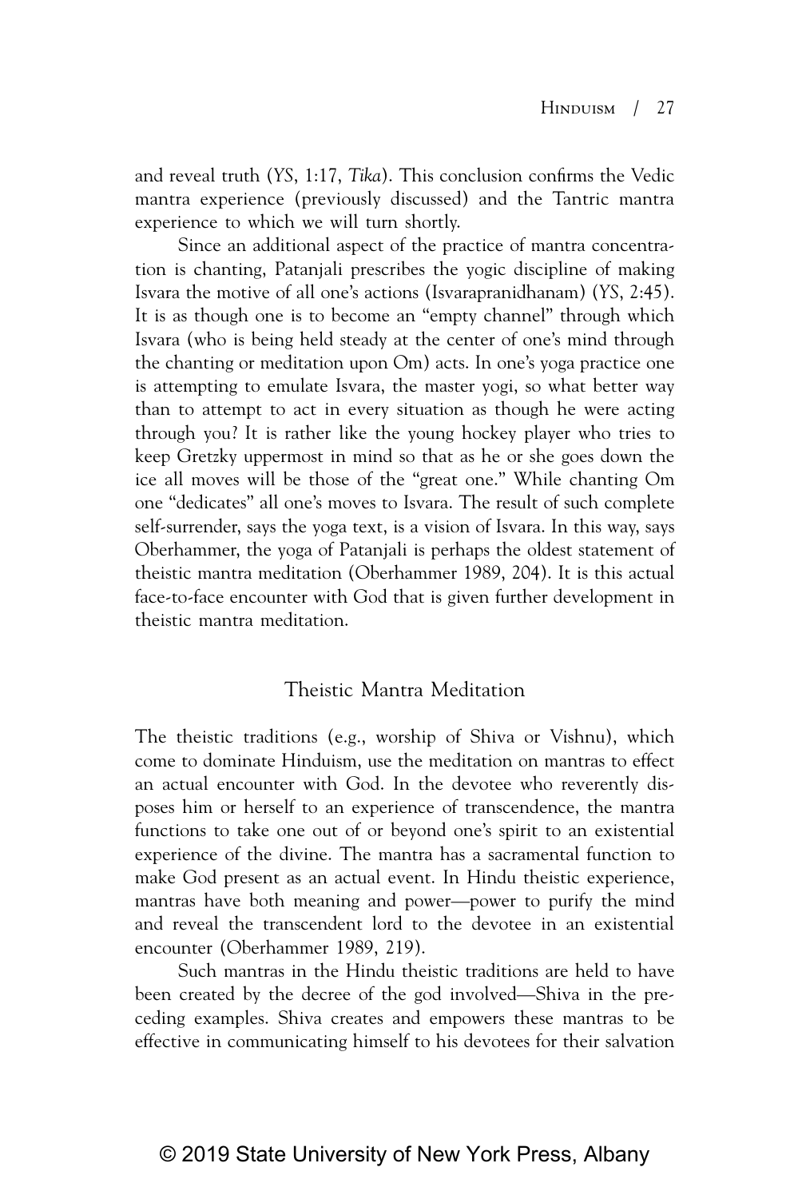and reveal truth (*YS*, 1:17, *Tika*). This conclusion confirms the Vedic mantra experience (previously discussed) and the Tantric mantra experience to which we will turn shortly.

Since an additional aspect of the practice of mantra concentration is chanting, Patanjali prescribes the yogic discipline of making Isvara the motive of all one's actions (Isvarapranidhanam) (*YS*, 2:45). It is as though one is to become an "empty channel" through which Isvara (who is being held steady at the center of one's mind through the chanting or meditation upon Om) acts. In one's yoga practice one is attempting to emulate Isvara, the master yogi, so what better way than to attempt to act in every situation as though he were acting through you? It is rather like the young hockey player who tries to keep Gretzky uppermost in mind so that as he or she goes down the ice all moves will be those of the "great one." While chanting Om one "dedicates" all one's moves to Isvara. The result of such complete self-surrender, says the yoga text, is a vision of Isvara. In this way, says Oberhammer, the yoga of Patanjali is perhaps the oldest statement of theistic mantra meditation (Oberhammer 1989, 204). It is this actual face-to-face encounter with God that is given further development in theistic mantra meditation.

## Theistic Mantra Meditation

The theistic traditions (e.g., worship of Shiva or Vishnu), which come to dominate Hinduism, use the meditation on mantras to effect an actual encounter with God. In the devotee who reverently disposes him or herself to an experience of transcendence, the mantra functions to take one out of or beyond one's spirit to an existential experience of the divine. The mantra has a sacramental function to make God present as an actual event. In Hindu theistic experience, mantras have both meaning and power—power to purify the mind and reveal the transcendent lord to the devotee in an existential encounter (Oberhammer 1989, 219).

Such mantras in the Hindu theistic traditions are held to have been created by the decree of the god involved—Shiva in the preceding examples. Shiva creates and empowers these mantras to be effective in communicating himself to his devotees for their salvation

© 2019 State University of New York Press, Albany